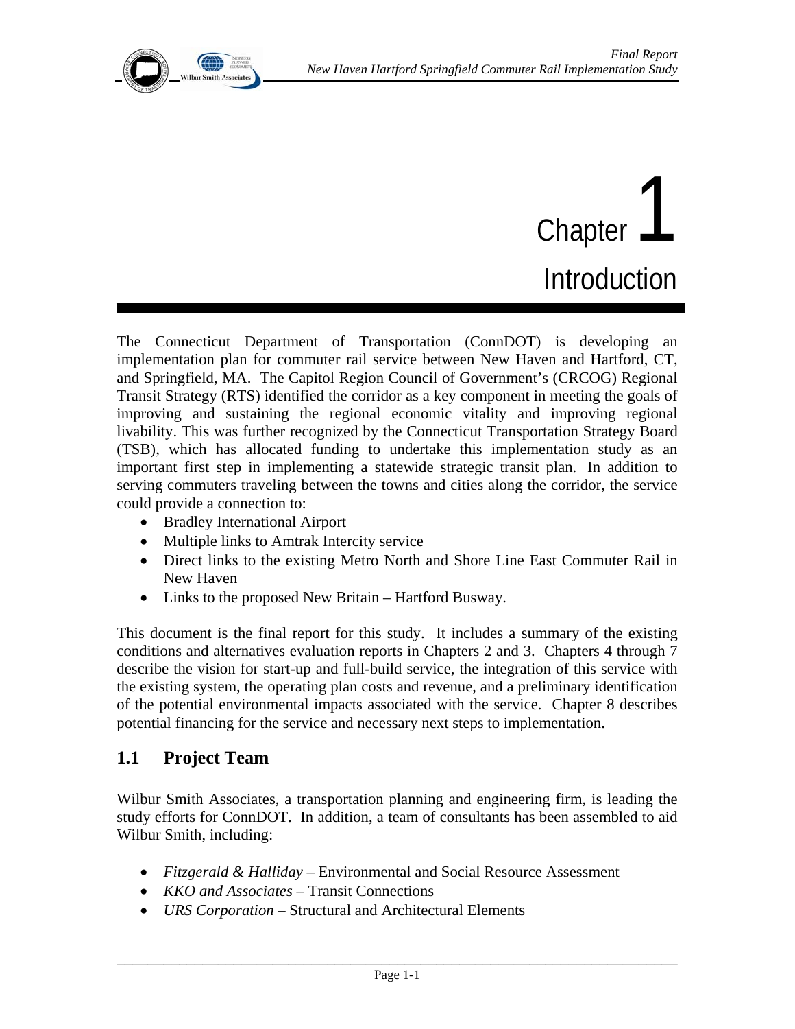# Chapter 1 Introduction

The Connecticut Department of Transportation (ConnDOT) is developing an implementation plan for commuter rail service between New Haven and Hartford, CT, and Springfield, MA. The Capitol Region Council of Government's (CRCOG) Regional Transit Strategy (RTS) identified the corridor as a key component in meeting the goals of improving and sustaining the regional economic vitality and improving regional livability. This was further recognized by the Connecticut Transportation Strategy Board (TSB), which has allocated funding to undertake this implementation study as an important first step in implementing a statewide strategic transit plan. In addition to serving commuters traveling between the towns and cities along the corridor, the service could provide a connection to:

- Bradley International Airport
- Multiple links to Amtrak Intercity service
- Direct links to the existing Metro North and Shore Line East Commuter Rail in New Haven
- Links to the proposed New Britain – Hartford Busway.

This document is the final report for this study. It includes a summary of the existing conditions and alternatives evaluation reports in Chapters 2 and 3. Chapters 4 through 7 describe the vision for start-up and full-build service, the integration of this service with the existing system, the operating plan costs and revenue, and a preliminary identification of the potential environmental impacts associated with the service. Chapter 8 describes potential financing for the service and necessary next steps to implementation.

## 1.1 Project Team

Wilbur Smith Associates, a transportation planning and engineering firm, is leading the study efforts for ConnDOT. In addition, a team of consultants has been assembled to aid Wilbur Smith, including:

- *Fitzgerald & Halliday* – Environmental and Social Resource Assessment
- *KKO and Associates* – Transit Connections
- *URS Corporation* – Structural and Architectural Elements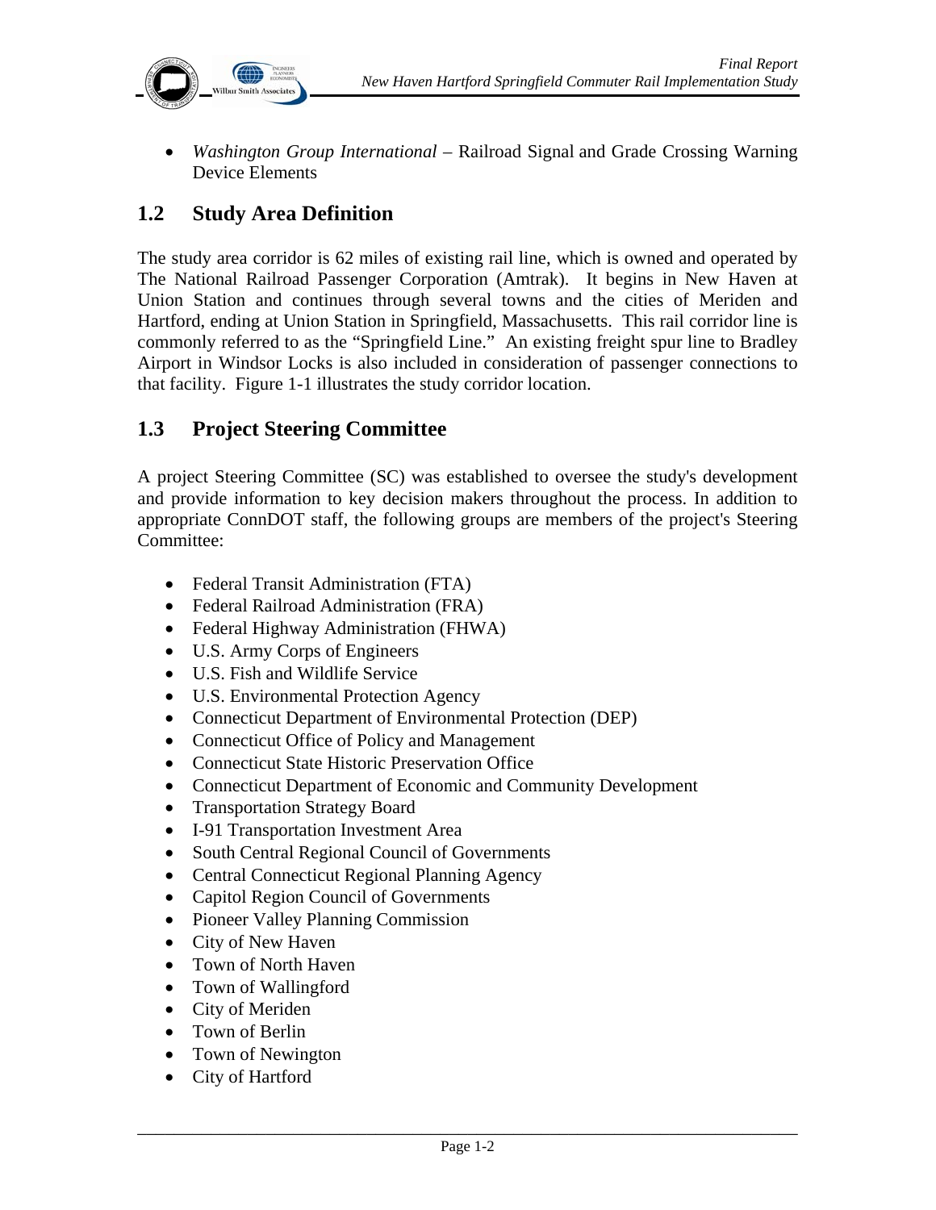- *Washington Group International* – Railroad Signal and Grade Crossing Warning Device Elements

## 1.2 Study Area Definition

The study area corridor is 62 miles of existing rail line, which is owned and operated by The National Railroad Passenger Corporation (Amtrak). It begins in New Haven at Union Station and continues through several towns and the cities of Meriden and Hartford, ending at Union Station in Springfield, Massachusetts. This rail corridor line is commonly referred to as the "Springfield Line." An existing freight spur line to Bradley Airport in Windsor Locks is also included in consideration of passenger connections to that facility. Figure 1-1 illustrates the study corridor location.

## 1.3 Project Steering Committee

A project Steering Committee (SC) was established to oversee the study's development and provide information to key decision makers throughout the process. In addition to appropriate ConnDOT staff, the following groups are members of the project's Steering Committee:

- Federal Transit Administration (FTA)
- Federal Railroad Administration (FRA)
- Federal Highway Administration (FHWA)
- U.S. Army Corps of Engineers
- U.S. Fish and Wildlife Service
- U.S. Environmental Protection Agency
- Connecticut Department of Environmental Protection (DEP)
- Connecticut Office of Policy and Management
- Connecticut State Historic Preservation Office
- Connecticut Department of Economic and Community Development
- Transportation Strategy Board
- I-91 Transportation Investment Area
- South Central Regional Council of Governments
- Central Connecticut Regional Planning Agency
- Capitol Region Council of Governments
- Pioneer Valley Planning Commission
- City of New Haven
- Town of North Haven
- Town of Wallingford
- City of Meriden
- Town of Berlin
- Town of Newington
- City of Hartford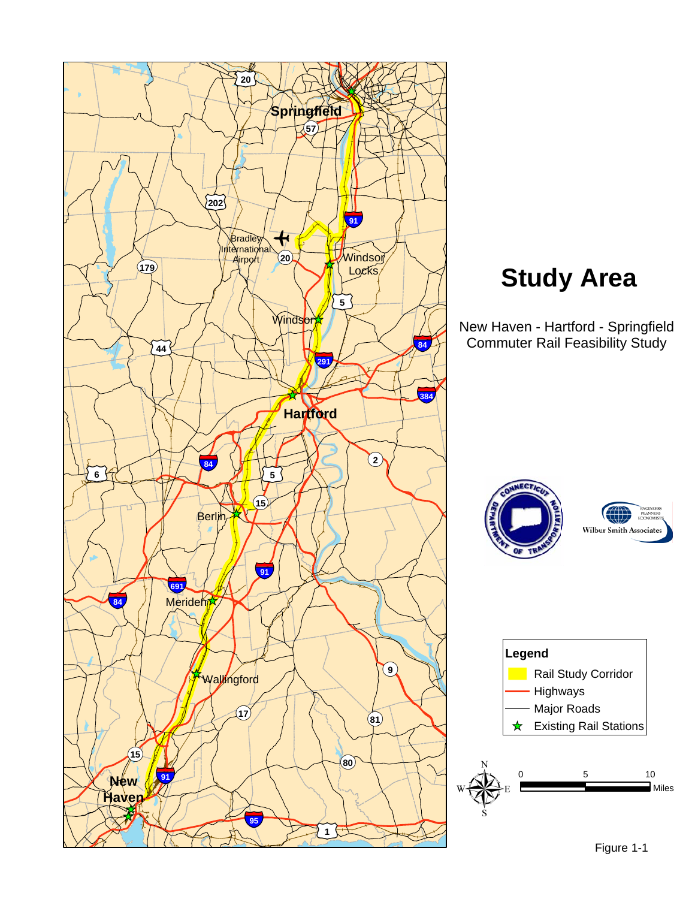# Study Area

New Haven - Hartford - Springfield
Commuter Rail Feasibility Study

Legend

- Rail Study Corridor
- Highways
- Major Roads
- Existing Rail Stations

0 5 10 Miles

Figure 1-1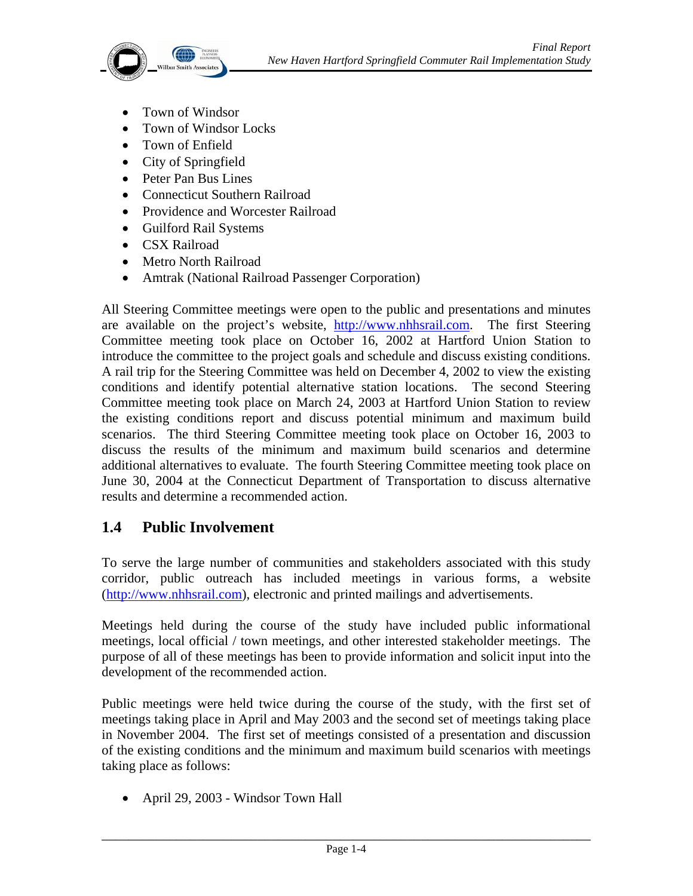- Town of Windsor
- Town of Windsor Locks
- Town of Enfield
- City of Springfield
- Peter Pan Bus Lines
- Connecticut Southern Railroad
- Providence and Worcester Railroad
- Guilford Rail Systems
- CSX Railroad
- Metro North Railroad
- Amtrak (National Railroad Passenger Corporation)

All Steering Committee meetings were open to the public and presentations and minutes are available on the project's website, [http://www.nhhsrail.com](http://www.nhhsrail.com). The first Steering Committee meeting took place on October 16, 2002 at Hartford Union Station to introduce the committee to the project goals and schedule and discuss existing conditions. A rail trip for the Steering Committee was held on December 4, 2002 to view the existing conditions and identify potential alternative station locations. The second Steering Committee meeting took place on March 24, 2003 at Hartford Union Station to review the existing conditions report and discuss potential minimum and maximum build scenarios. The third Steering Committee meeting took place on October 16, 2003 to discuss the results of the minimum and maximum build scenarios and determine additional alternatives to evaluate. The fourth Steering Committee meeting took place on June 30, 2004 at the Connecticut Department of Transportation to discuss alternative results and determine a recommended action.

## 1.4 Public Involvement

To serve the large number of communities and stakeholders associated with this study corridor, public outreach has included meetings in various forms, a website ([http://www.nhhsrail.com](http://www.nhhsrail.com)), electronic and printed mailings and advertisements.

Meetings held during the course of the study have included public informational meetings, local official / town meetings, and other interested stakeholder meetings. The purpose of all of these meetings has been to provide information and solicit input into the development of the recommended action.

Public meetings were held twice during the course of the study, with the first set of meetings taking place in April and May 2003 and the second set of meetings taking place in November 2004. The first set of meetings consisted of a presentation and discussion of the existing conditions and the minimum and maximum build scenarios with meetings taking place as follows:

- April 29, 2003 - Windsor Town Hall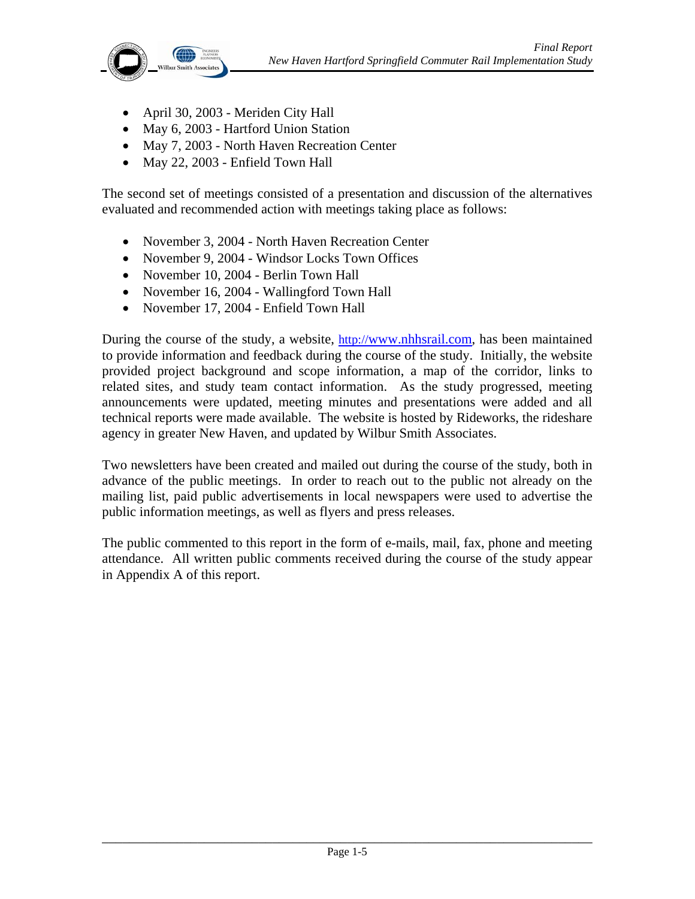- April 30, 2003 - Meriden City Hall
- May 6, 2003 - Hartford Union Station
- May 7, 2003 - North Haven Recreation Center
- May 22, 2003 - Enfield Town Hall

The second set of meetings consisted of a presentation and discussion of the alternatives evaluated and recommended action with meetings taking place as follows:

- November 3, 2004 - North Haven Recreation Center
- November 9, 2004 - Windsor Locks Town Offices
- November 10, 2004 - Berlin Town Hall
- November 16, 2004 - Wallingford Town Hall
- November 17, 2004 - Enfield Town Hall

During the course of the study, a website, http://www.nhhsrail.com, has been maintained to provide information and feedback during the course of the study. Initially, the website provided project background and scope information, a map of the corridor, links to related sites, and study team contact information. As the study progressed, meeting announcements were updated, meeting minutes and presentations were added and all technical reports were made available. The website is hosted by Rideworks, the rideshare agency in greater New Haven, and updated by Wilbur Smith Associates.

Two newsletters have been created and mailed out during the course of the study, both in advance of the public meetings. In order to reach out to the public not already on the mailing list, paid public advertisements in local newspapers were used to advertise the public information meetings, as well as flyers and press releases.

The public commented to this report in the form of e-mails, mail, fax, phone and meeting attendance. All written public comments received during the course of the study appear in Appendix A of this report.